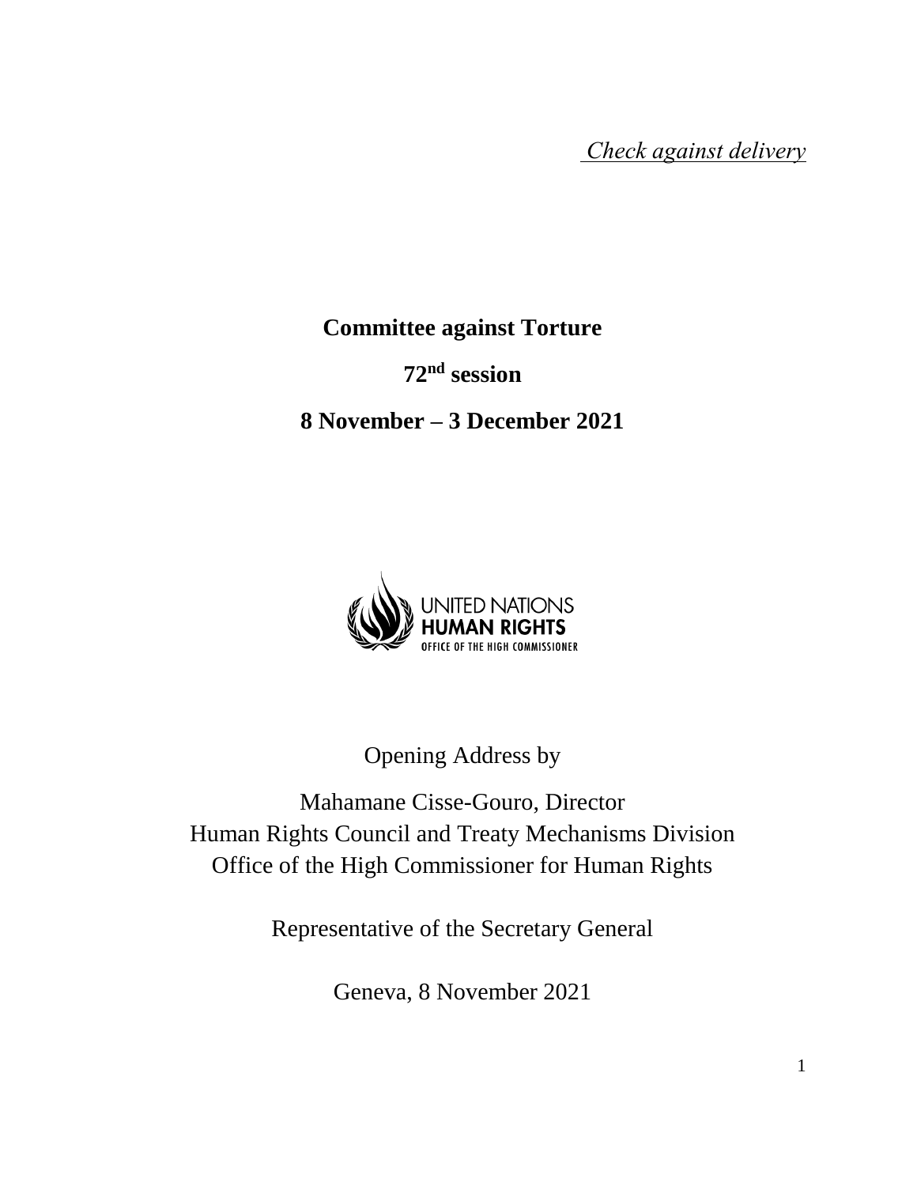*Check against delivery*

# Committee against Torture

## 72nd session

## 8 November – 3 December 2021

UNITED NATIONS
HUMAN RIGHTS
OFFICE OF THE HIGH COMMISSIONER

Opening Address by

Mahamane Cisse-Gouro, Director
Human Rights Council and Treaty Mechanisms Division
Office of the High Commissioner for Human Rights

Representative of the Secretary General

Geneva, 8 November 2021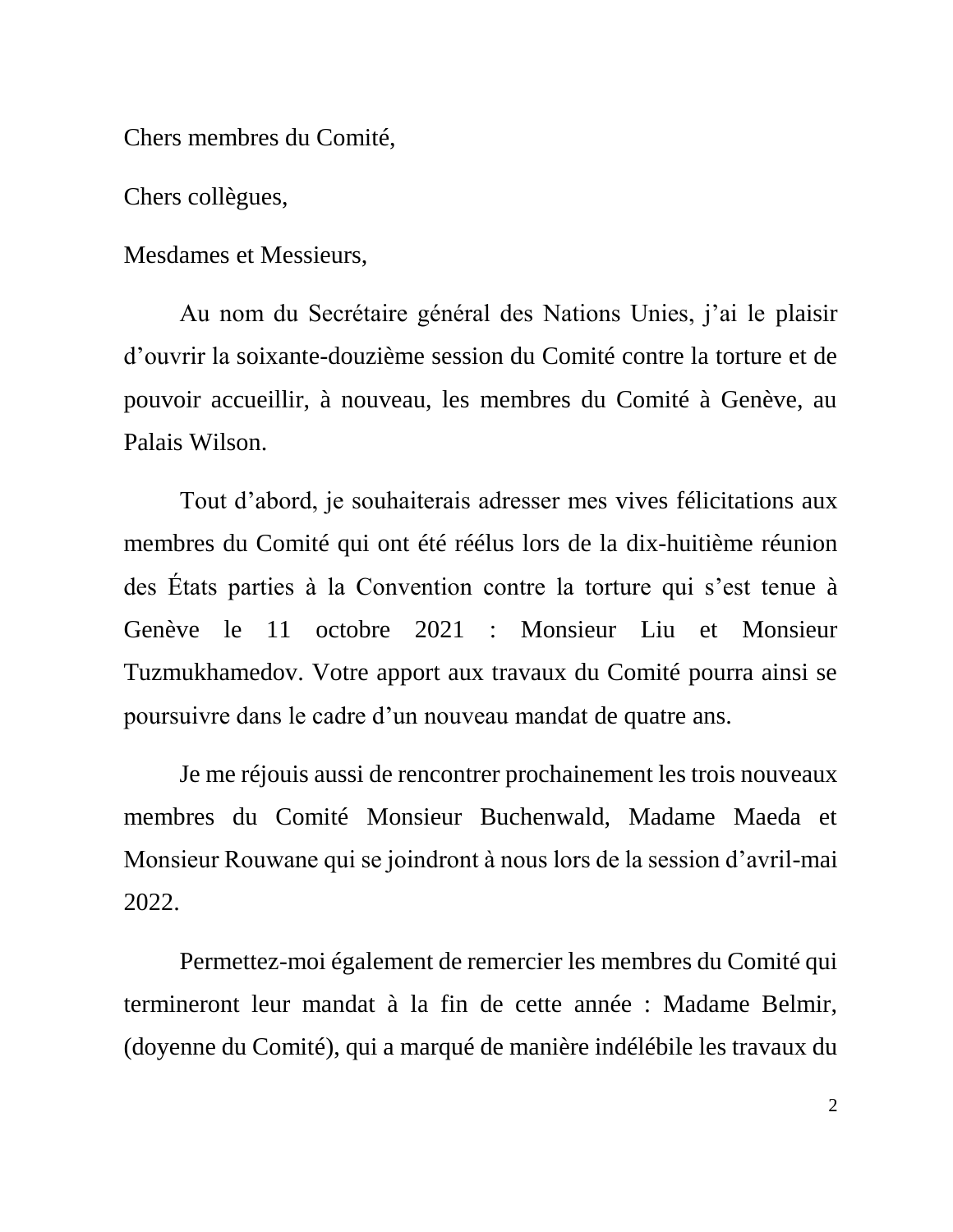Chers membres du Comité,

Chers collègues,

Mesdames et Messieurs,

Au nom du Secrétaire général des Nations Unies, j'ai le plaisir d'ouvrir la soixante-douzième session du Comité contre la torture et de pouvoir accueillir, à nouveau, les membres du Comité à Genève, au Palais Wilson.

Tout d'abord, je souhaiterais adresser mes vives félicitations aux membres du Comité qui ont été réélus lors de la dix-huitième réunion des États parties à la Convention contre la torture qui s'est tenue à Genève le 11 octobre 2021 : Monsieur Liu et Monsieur Tuzmukhamedov. Votre apport aux travaux du Comité pourra ainsi se poursuivre dans le cadre d'un nouveau mandat de quatre ans.

Je me réjouis aussi de rencontrer prochainement les trois nouveaux membres du Comité Monsieur Buchenwald, Madame Maeda et Monsieur Rouwane qui se joindront à nous lors de la session d'avril-mai 2022.

Permettez-moi également de remercier les membres du Comité qui termineront leur mandat à la fin de cette année : Madame Belmir, (doyenne du Comité), qui a marqué de manière indélébile les travaux du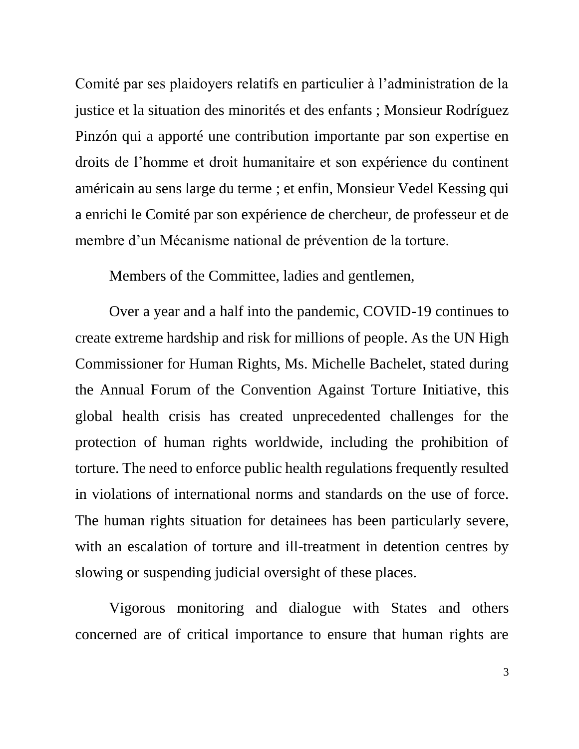Comité par ses plaidoyers relatifs en particulier à l'administration de la justice et la situation des minorités et des enfants ; Monsieur Rodríguez Pinzón qui a apporté une contribution importante par son expertise en droits de l'homme et droit humanitaire et son expérience du continent américain au sens large du terme ; et enfin, Monsieur Vedel Kessing qui a enrichi le Comité par son expérience de chercheur, de professeur et de membre d'un Mécanisme national de prévention de la torture.

Members of the Committee, ladies and gentlemen,

Over a year and a half into the pandemic, COVID-19 continues to create extreme hardship and risk for millions of people. As the UN High Commissioner for Human Rights, Ms. Michelle Bachelet, stated during the Annual Forum of the Convention Against Torture Initiative, this global health crisis has created unprecedented challenges for the protection of human rights worldwide, including the prohibition of torture. The need to enforce public health regulations frequently resulted in violations of international norms and standards on the use of force. The human rights situation for detainees has been particularly severe, with an escalation of torture and ill-treatment in detention centres by slowing or suspending judicial oversight of these places.

Vigorous monitoring and dialogue with States and others concerned are of critical importance to ensure that human rights are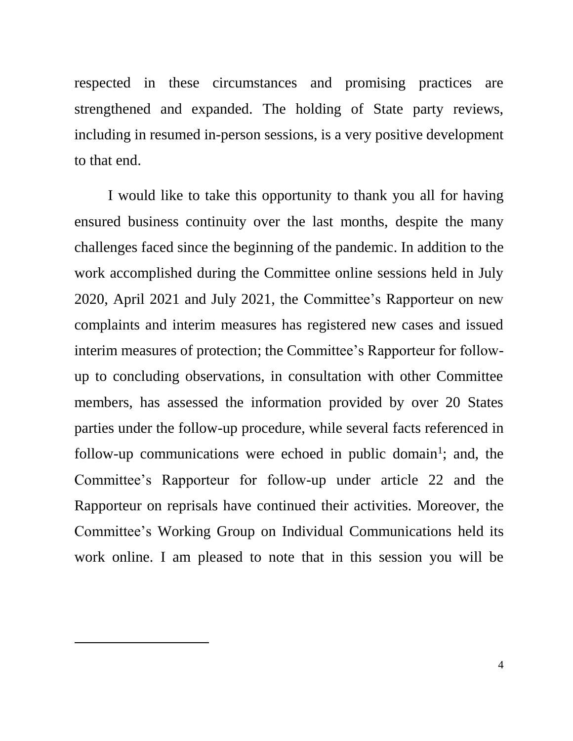respected in these circumstances and promising practices are strengthened and expanded. The holding of State party reviews, including in resumed in-person sessions, is a very positive development to that end.

I would like to take this opportunity to thank you all for having ensured business continuity over the last months, despite the many challenges faced since the beginning of the pandemic. In addition to the work accomplished during the Committee online sessions held in July 2020, April 2021 and July 2021, the Committee's Rapporteur on new complaints and interim measures has registered new cases and issued interim measures of protection; the Committee's Rapporteur for follow-up to concluding observations, in consultation with other Committee members, has assessed the information provided by over 20 States parties under the follow-up procedure, while several facts referenced in follow-up communications were echoed in public domain[1]; and, the Committee's Rapporteur for follow-up under article 22 and the Rapporteur on reprisals have continued their activities. Moreover, the Committee's Working Group on Individual Communications held its work online. I am pleased to note that in this session you will be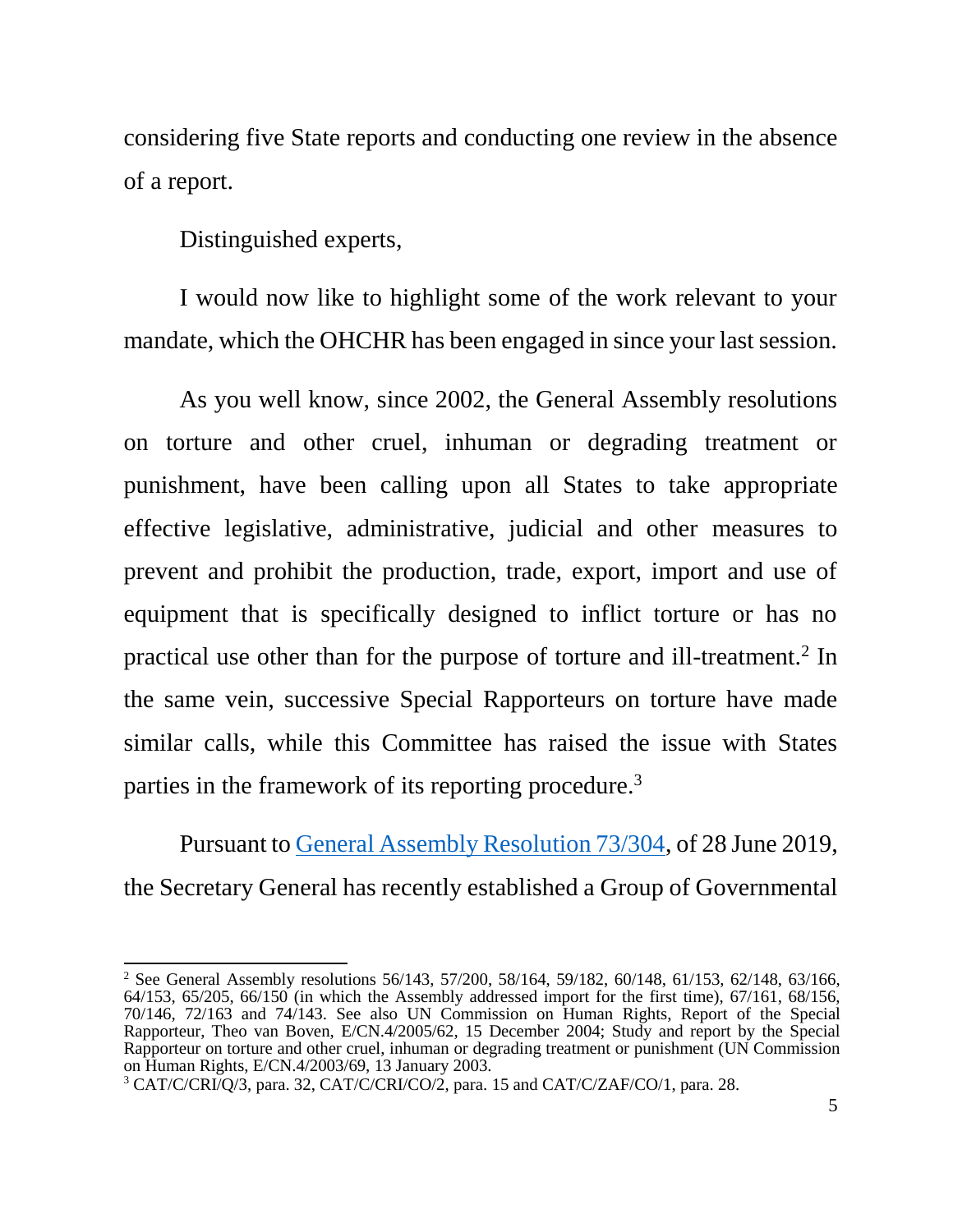considering five State reports and conducting one review in the absence of a report.

Distinguished experts,

I would now like to highlight some of the work relevant to your mandate, which the OHCHR has been engaged in since your last session.

As you well know, since 2002, the General Assembly resolutions on torture and other cruel, inhuman or degrading treatment or punishment, have been calling upon all States to take appropriate effective legislative, administrative, judicial and other measures to prevent and prohibit the production, trade, export, import and use of equipment that is specifically designed to inflict torture or has no practical use other than for the purpose of torture and ill-treatment.[2] In the same vein, successive Special Rapporteurs on torture have made similar calls, while this Committee has raised the issue with States parties in the framework of its reporting procedure.[3]

Pursuant to General Assembly Resolution 73/304, of 28 June 2019, the Secretary General has recently established a Group of Governmental

---

[2] See General Assembly resolutions 56/143, 57/200, 58/164, 59/182, 60/148, 61/153, 62/148, 63/166, 64/153, 65/205, 66/150 (in which the Assembly addressed import for the first time), 67/161, 68/156, 70/146, 72/163 and 74/143. See also UN Commission on Human Rights, Report of the Special Rapporteur, Theo van Boven, E/CN.4/2005/62, 15 December 2004; Study and report by the Special Rapporteur on torture and other cruel, inhuman or degrading treatment or punishment (UN Commission on Human Rights, E/CN.4/2003/69, 13 January 2003.

[3] CAT/C/CRI/Q/3, para. 32, CAT/C/CRI/CO/2, para. 15 and CAT/C/ZAF/CO/1, para. 28.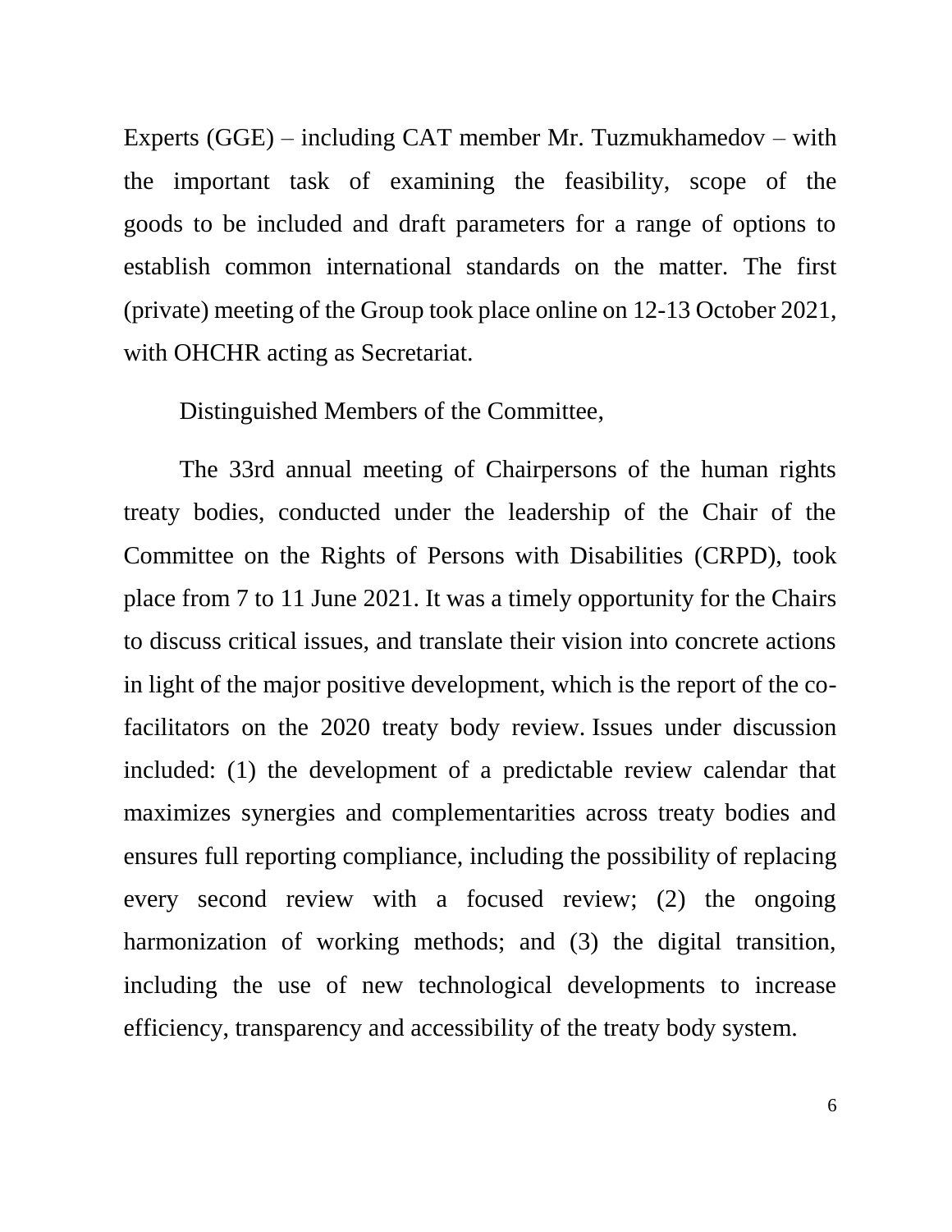Experts (GGE) – including CAT member Mr. Tuzmukhamedov – with the important task of examining the feasibility, scope of the goods to be included and draft parameters for a range of options to establish common international standards on the matter. The first (private) meeting of the Group took place online on 12-13 October 2021, with OHCHR acting as Secretariat.

Distinguished Members of the Committee,

The 33rd annual meeting of Chairpersons of the human rights treaty bodies, conducted under the leadership of the Chair of the Committee on the Rights of Persons with Disabilities (CRPD), took place from 7 to 11 June 2021. It was a timely opportunity for the Chairs to discuss critical issues, and translate their vision into concrete actions in light of the major positive development, which is the report of the co-facilitators on the 2020 treaty body review. Issues under discussion included: (1) the development of a predictable review calendar that maximizes synergies and complementarities across treaty bodies and ensures full reporting compliance, including the possibility of replacing every second review with a focused review; (2) the ongoing harmonization of working methods; and (3) the digital transition, including the use of new technological developments to increase efficiency, transparency and accessibility of the treaty body system.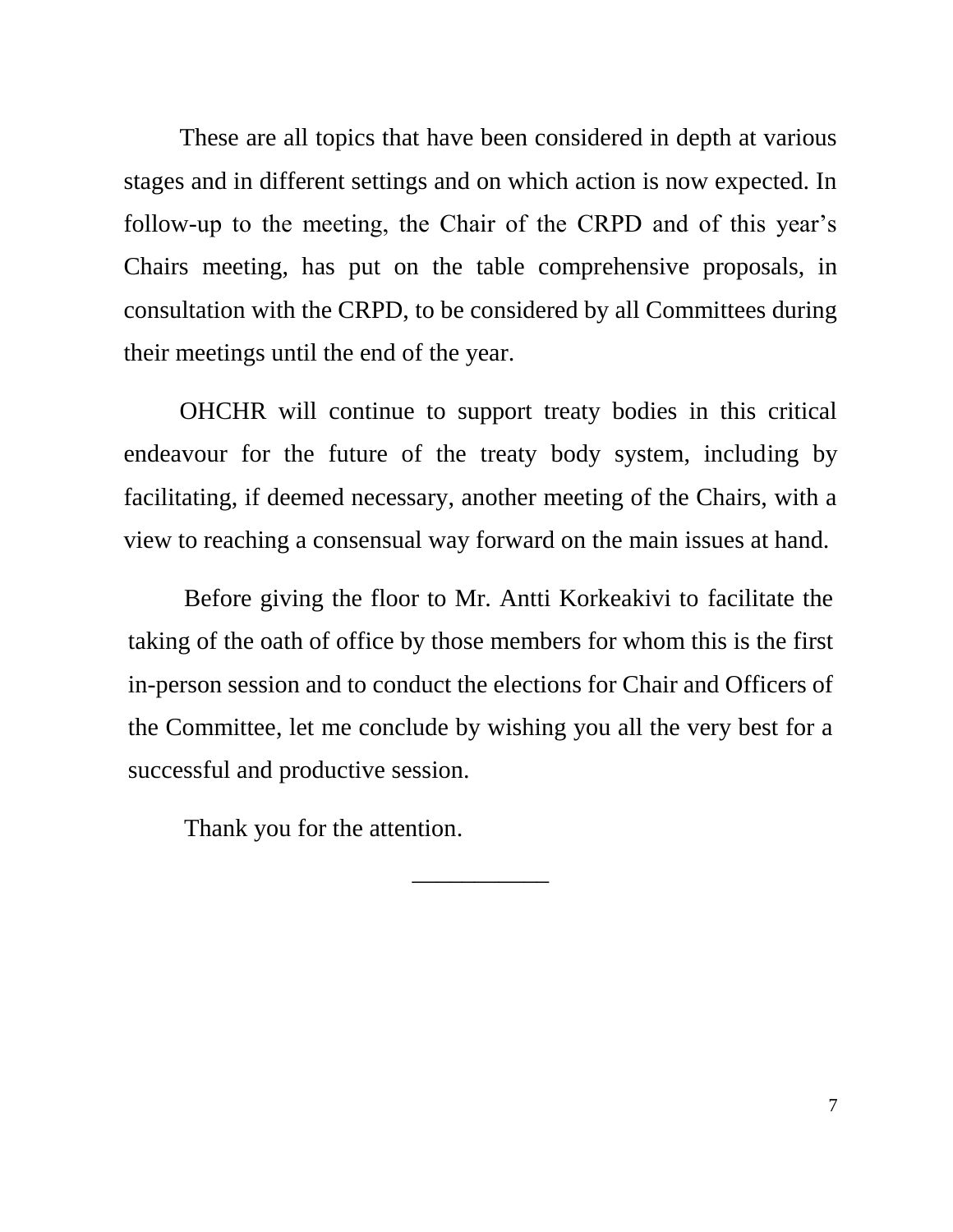These are all topics that have been considered in depth at various stages and in different settings and on which action is now expected. In follow-up to the meeting, the Chair of the CRPD and of this year's Chairs meeting, has put on the table comprehensive proposals, in consultation with the CRPD, to be considered by all Committees during their meetings until the end of the year.

OHCHR will continue to support treaty bodies in this critical endeavour for the future of the treaty body system, including by facilitating, if deemed necessary, another meeting of the Chairs, with a view to reaching a consensual way forward on the main issues at hand.

Before giving the floor to Mr. Antti Korkeakivi to facilitate the taking of the oath of office by those members for whom this is the first in-person session and to conduct the elections for Chair and Officers of the Committee, let me conclude by wishing you all the very best for a successful and productive session.

Thank you for the attention.

\_\_\_\_\_\_\_\_\_\_\_